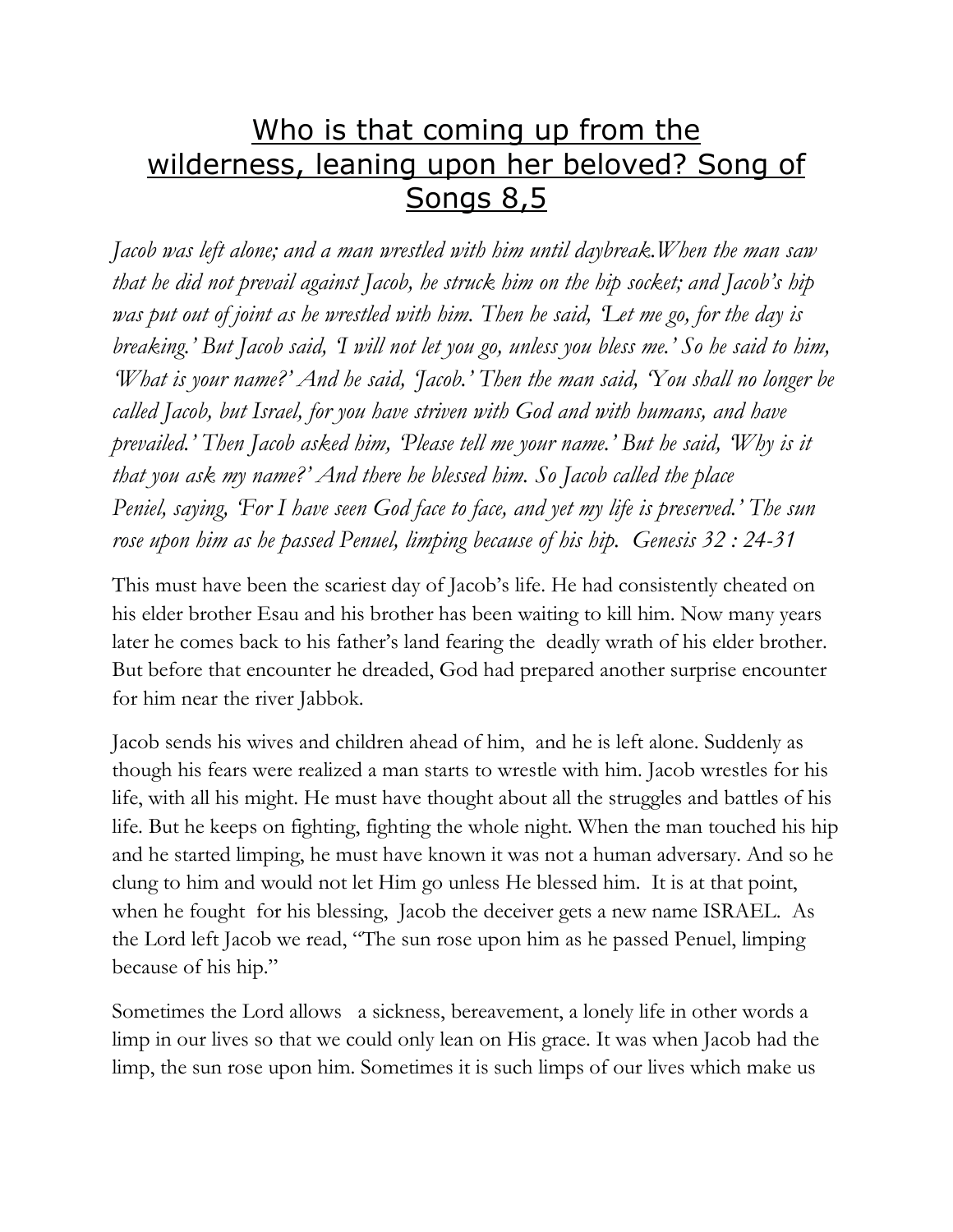# Who is that coming up from the wilderness, leaning upon her beloved? Song of Songs 8,5

*Jacob was left alone; and a man wrestled with him until daybreak.When the man saw that he did not prevail against Jacob, he struck him on the hip socket; and Jacob's hip was put out of joint as he wrestled with him. Then he said, 'Let me go, for the day is breaking.' But Jacob said, 'I will not let you go, unless you bless me.' So he said to him, 'What is your name?' And he said, 'Jacob.' Then the man said, 'You shall no longer be called Jacob, but Israel, for you have striven with God and with humans, and have prevailed.' Then Jacob asked him, 'Please tell me your name.' But he said, 'Why is it that you ask my name?' And there he blessed him. So Jacob called the place Peniel, saying, 'For I have seen God face to face, and yet my life is preserved.' The sun rose upon him as he passed Penuel, limping because of his hip. Genesis 32 : 24-31*

This must have been the scariest day of Jacob's life. He had consistently cheated on his elder brother Esau and his brother has been waiting to kill him. Now many years later he comes back to his father's land fearing the deadly wrath of his elder brother. But before that encounter he dreaded, God had prepared another surprise encounter for him near the river Jabbok.

Jacob sends his wives and children ahead of him, and he is left alone. Suddenly as though his fears were realized a man starts to wrestle with him. Jacob wrestles for his life, with all his might. He must have thought about all the struggles and battles of his life. But he keeps on fighting, fighting the whole night. When the man touched his hip and he started limping, he must have known it was not a human adversary. And so he clung to him and would not let Him go unless He blessed him. It is at that point, when he fought for his blessing, Jacob the deceiver gets a new name ISRAEL. As the Lord left Jacob we read, "The sun rose upon him as he passed Penuel, limping because of his hip."

Sometimes the Lord allows a sickness, bereavement, a lonely life in other words a limp in our lives so that we could only lean on His grace. It was when Jacob had the limp, the sun rose upon him. Sometimes it is such limps of our lives which make us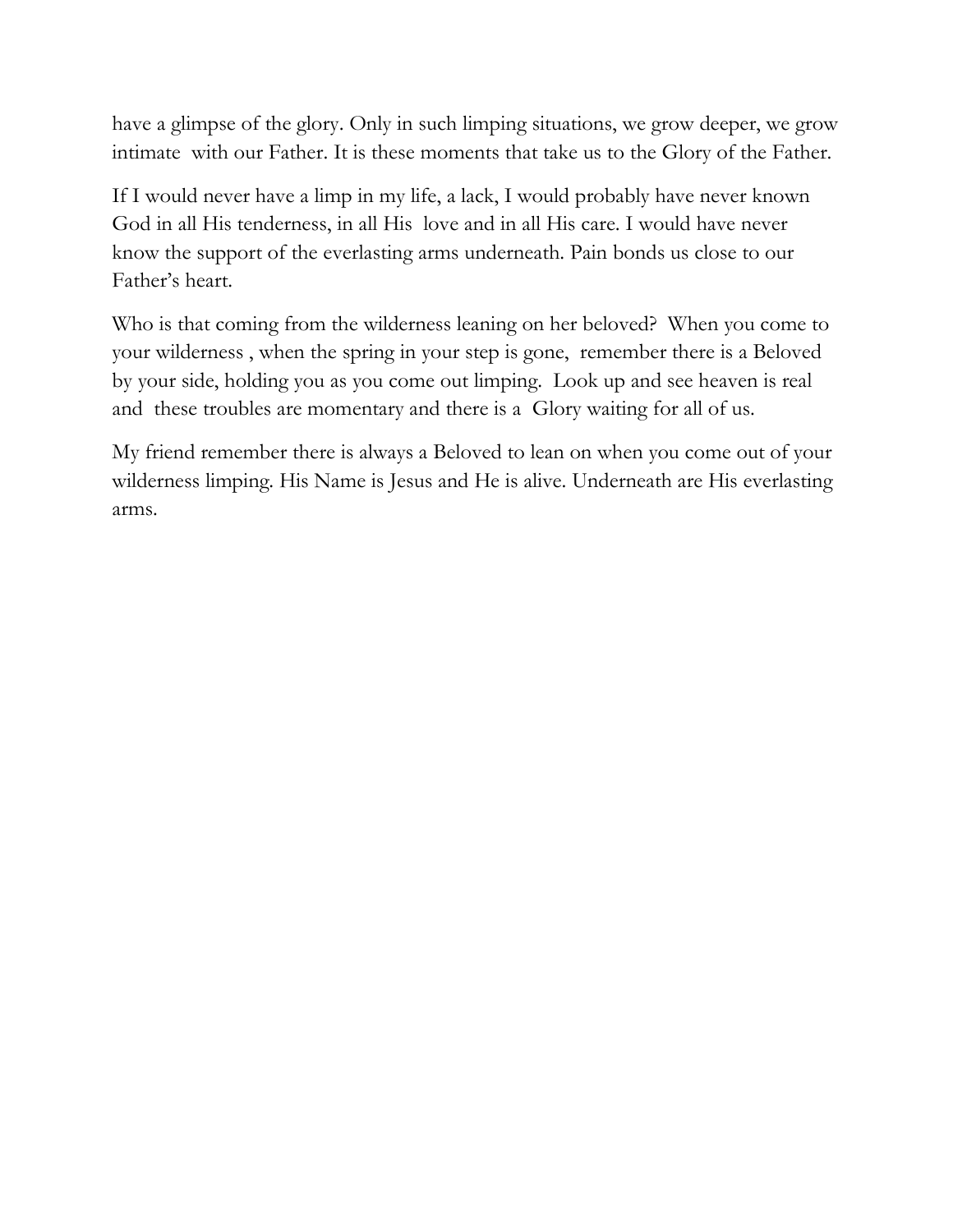have a glimpse of the glory. Only in such limping situations, we grow deeper, we grow intimate with our Father. It is these moments that take us to the Glory of the Father.

If I would never have a limp in my life, a lack, I would probably have never known God in all His tenderness, in all His love and in all His care. I would have never know the support of the everlasting arms underneath. Pain bonds us close to our Father's heart.

Who is that coming from the wilderness leaning on her beloved? When you come to your wilderness , when the spring in your step is gone, remember there is a Beloved by your side, holding you as you come out limping. Look up and see heaven is real and these troubles are momentary and there is a Glory waiting for all of us.

My friend remember there is always a Beloved to lean on when you come out of your wilderness limping. His Name is Jesus and He is alive. Underneath are His everlasting arms.